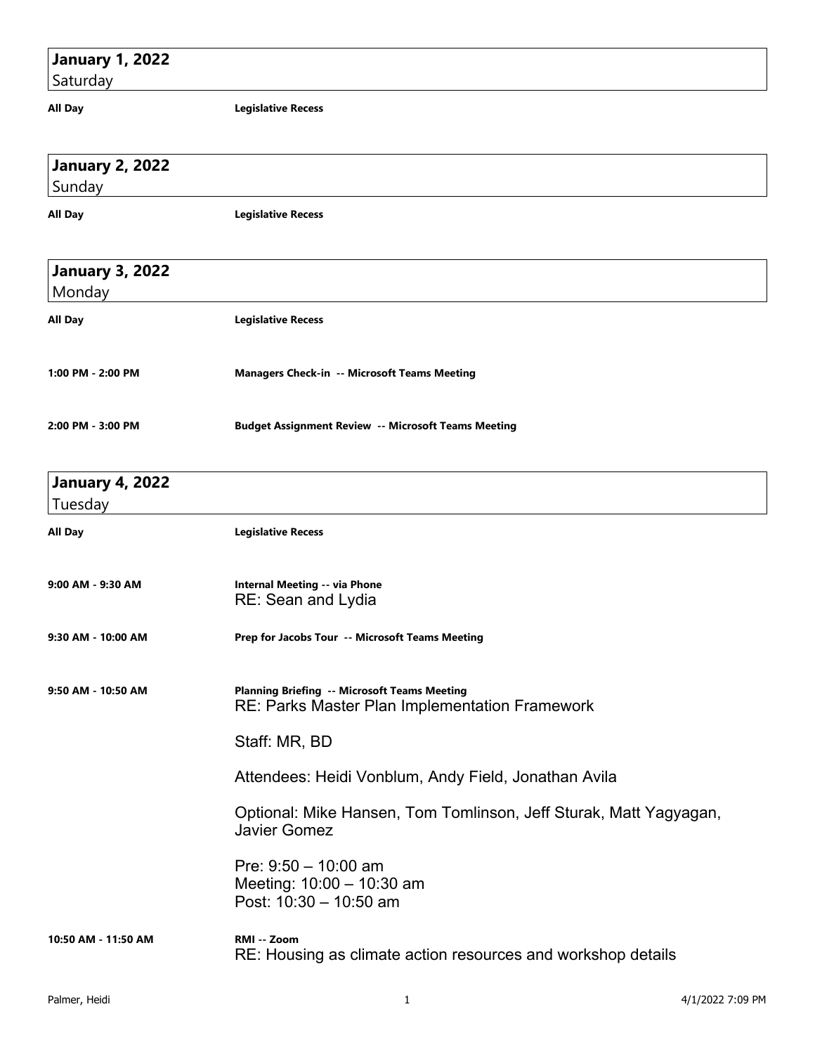## January 1, 2022
Saturday

**All Day** **Legislative Recess**

## January 2, 2022
Sunday

**All Day** **Legislative Recess**

## January 3, 2022
Monday

**All Day** **Legislative Recess**

**1:00 PM - 2:00 PM** **Managers Check-in -- Microsoft Teams Meeting**

**2:00 PM - 3:00 PM** **Budget Assignment Review -- Microsoft Teams Meeting**

## January 4, 2022
Tuesday

**All Day** **Legislative Recess**

**9:00 AM - 9:30 AM** **Internal Meeting -- via Phone**
RE: Sean and Lydia

**9:30 AM - 10:00 AM** **Prep for Jacobs Tour -- Microsoft Teams Meeting**

**9:50 AM - 10:50 AM** **Planning Briefing -- Microsoft Teams Meeting**
RE: Parks Master Plan Implementation Framework

Staff: MR, BD

Attendees: Heidi Vonblum, Andy Field, Jonathan Avila

Optional: Mike Hansen, Tom Tomlinson, Jeff Sturak, Matt Yagyagan, Javier Gomez

Pre: 9:50 – 10:00 am
Meeting: 10:00 – 10:30 am
Post: 10:30 – 10:50 am

**10:50 AM - 11:50 AM** **RMI -- Zoom**
RE: Housing as climate action resources and workshop details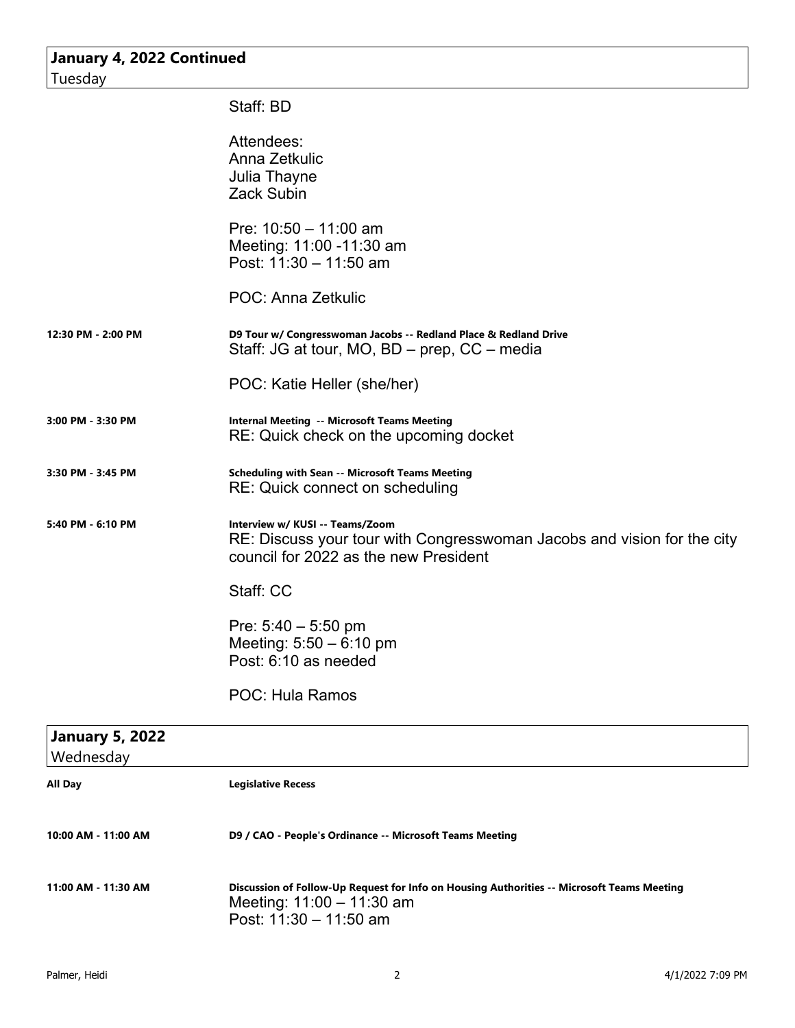## January 4, 2022 Continued
Tuesday

Staff: BD

Attendees:
Anna Zetkulic
Julia Thayne
Zack Subin

Pre: 10:50 – 11:00 am
Meeting: 11:00 -11:30 am
Post: 11:30 – 11:50 am

POC: Anna Zetkulic

**12:30 PM - 2:00 PM** — **D9 Tour w/ Congresswoman Jacobs -- Redland Place & Redland Drive**

Staff: JG at tour, MO, BD – prep, CC – media

POC: Katie Heller (she/her)

**3:00 PM - 3:30 PM** — **Internal Meeting -- Microsoft Teams Meeting**

RE: Quick check on the upcoming docket

**3:30 PM - 3:45 PM** — **Scheduling with Sean -- Microsoft Teams Meeting**

RE: Quick connect on scheduling

**5:40 PM - 6:10 PM** — **Interview w/ KUSI -- Teams/Zoom**

RE: Discuss your tour with Congresswoman Jacobs and vision for the city council for 2022 as the new President

Staff: CC

Pre: 5:40 – 5:50 pm
Meeting: 5:50 – 6:10 pm
Post: 6:10 as needed

POC: Hula Ramos

## January 5, 2022
Wednesday

**All Day** — **Legislative Recess**

**10:00 AM - 11:00 AM** — **D9 / CAO - People's Ordinance -- Microsoft Teams Meeting**

**11:00 AM - 11:30 AM** — **Discussion of Follow-Up Request for Info on Housing Authorities -- Microsoft Teams Meeting**

Meeting: 11:00 – 11:30 am
Post: 11:30 – 11:50 am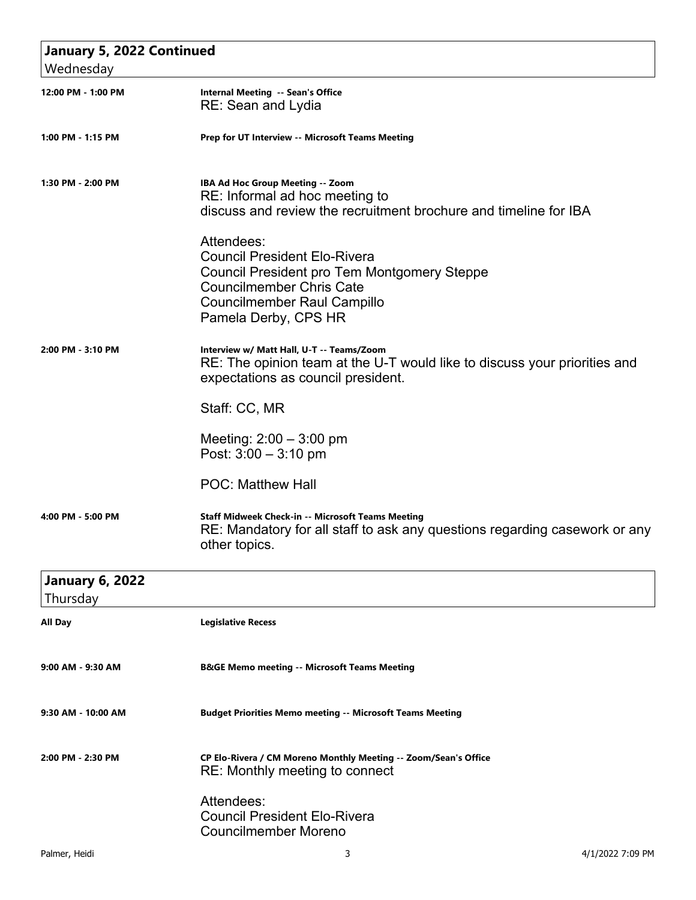## January 5, 2022 Continued

Wednesday

**12:00 PM - 1:00 PM** — **Internal Meeting -- Sean's Office**

RE: Sean and Lydia

**1:00 PM - 1:15 PM** — **Prep for UT Interview -- Microsoft Teams Meeting**

**1:30 PM - 2:00 PM** — **IBA Ad Hoc Group Meeting -- Zoom**

RE: Informal ad hoc meeting to
discuss and review the recruitment brochure and timeline for IBA

Attendees:
Council President Elo-Rivera
Council President pro Tem Montgomery Steppe
Councilmember Chris Cate
Councilmember Raul Campillo
Pamela Derby, CPS HR

**2:00 PM - 3:10 PM** — **Interview w/ Matt Hall, U-T -- Teams/Zoom**

RE: The opinion team at the U-T would like to discuss your priorities and expectations as council president.

Staff: CC, MR

Meeting: 2:00 – 3:00 pm
Post: 3:00 – 3:10 pm

POC: Matthew Hall

**4:00 PM - 5:00 PM** — **Staff Midweek Check-in -- Microsoft Teams Meeting**

RE: Mandatory for all staff to ask any questions regarding casework or any other topics.

## January 6, 2022

Thursday

**All Day** — **Legislative Recess**

**9:00 AM - 9:30 AM** — **B&GE Memo meeting -- Microsoft Teams Meeting**

**9:30 AM - 10:00 AM** — **Budget Priorities Memo meeting -- Microsoft Teams Meeting**

**2:00 PM - 2:30 PM** — **CP Elo-Rivera / CM Moreno Monthly Meeting -- Zoom/Sean's Office**

RE: Monthly meeting to connect

Attendees:
Council President Elo-Rivera
Councilmember Moreno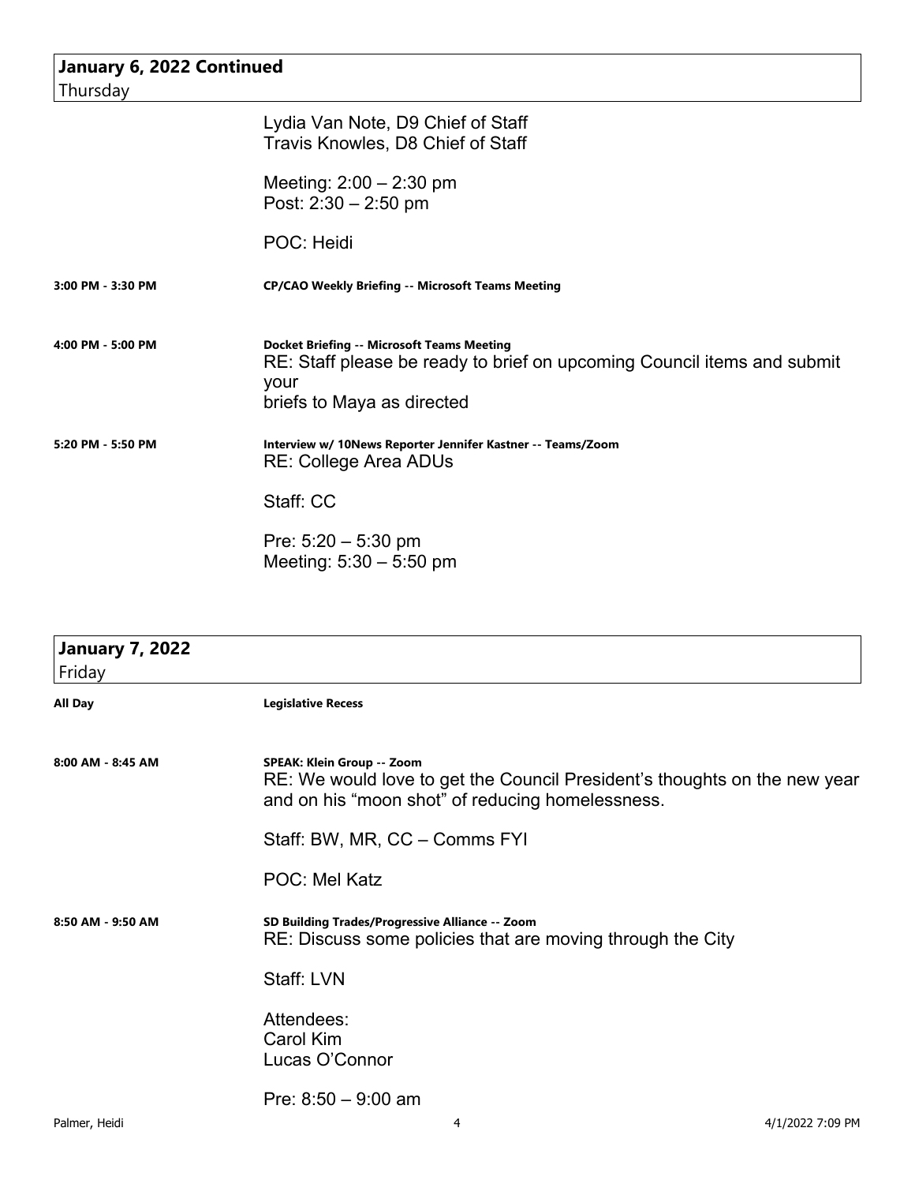## January 6, 2022 Continued

Thursday

Lydia Van Note, D9 Chief of Staff
Travis Knowles, D8 Chief of Staff

Meeting: 2:00 – 2:30 pm
Post: 2:30 – 2:50 pm

POC: Heidi

**3:00 PM - 3:30 PM** — **CP/CAO Weekly Briefing -- Microsoft Teams Meeting**

**4:00 PM - 5:00 PM** — **Docket Briefing -- Microsoft Teams Meeting**

RE: Staff please be ready to brief on upcoming Council items and submit your
briefs to Maya as directed

**5:20 PM - 5:50 PM** — **Interview w/ 10News Reporter Jennifer Kastner -- Teams/Zoom**

RE: College Area ADUs

Staff: CC

Pre: 5:20 – 5:30 pm
Meeting: 5:30 – 5:50 pm

## January 7, 2022

Friday

**All Day** — **Legislative Recess**

**8:00 AM - 8:45 AM** — **SPEAK: Klein Group -- Zoom**

RE: We would love to get the Council President's thoughts on the new year and on his "moon shot" of reducing homelessness.

Staff: BW, MR, CC – Comms FYI

POC: Mel Katz

**8:50 AM - 9:50 AM** — **SD Building Trades/Progressive Alliance -- Zoom**

RE: Discuss some policies that are moving through the City

Staff: LVN

Attendees:
Carol Kim
Lucas O'Connor

Pre: 8:50 – 9:00 am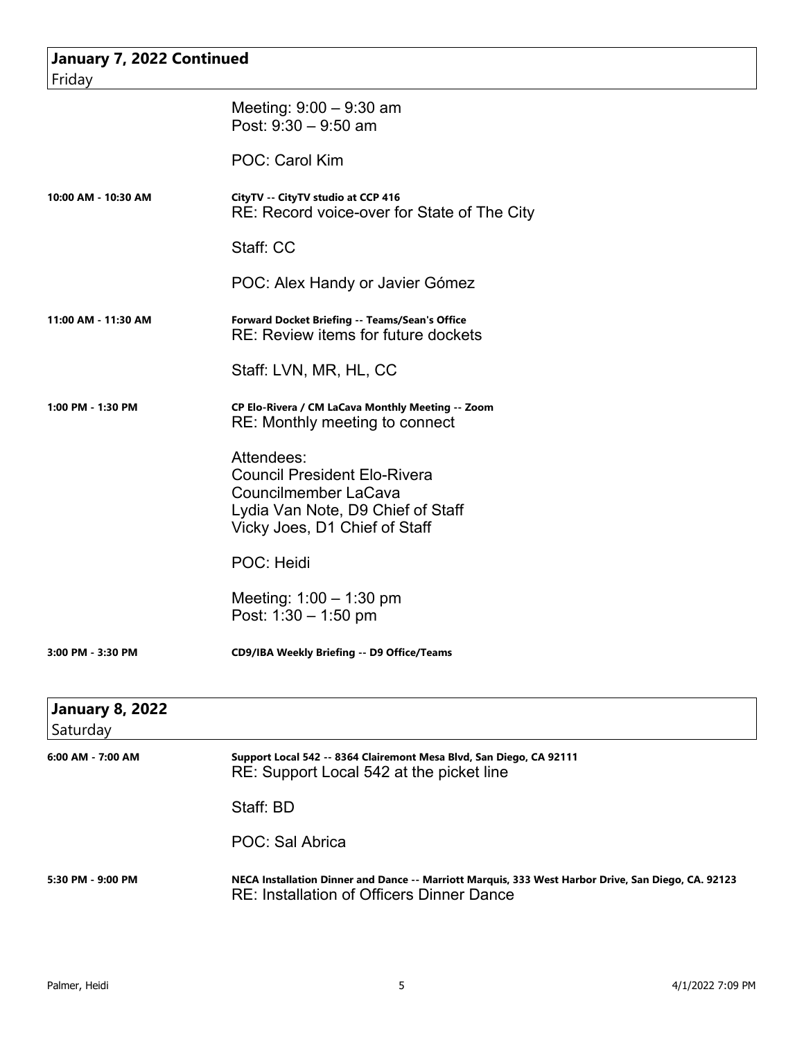## January 7, 2022 Continued
Friday

Meeting: 9:00 – 9:30 am
Post: 9:30 – 9:50 am

POC: Carol Kim

**10:00 AM - 10:30 AM** — **CityTV -- CityTV studio at CCP 416**
RE: Record voice-over for State of The City

Staff: CC

POC: Alex Handy or Javier Gómez

**11:00 AM - 11:30 AM** — **Forward Docket Briefing -- Teams/Sean's Office**
RE: Review items for future dockets

Staff: LVN, MR, HL, CC

**1:00 PM - 1:30 PM** — **CP Elo-Rivera / CM LaCava Monthly Meeting -- Zoom**
RE: Monthly meeting to connect

Attendees:
Council President Elo-Rivera
Councilmember LaCava
Lydia Van Note, D9 Chief of Staff
Vicky Joes, D1 Chief of Staff

POC: Heidi

Meeting: 1:00 – 1:30 pm
Post: 1:30 – 1:50 pm

**3:00 PM - 3:30 PM** — **CD9/IBA Weekly Briefing -- D9 Office/Teams**

## January 8, 2022
Saturday

**6:00 AM - 7:00 AM** — **Support Local 542 -- 8364 Clairemont Mesa Blvd, San Diego, CA 92111**
RE: Support Local 542 at the picket line

Staff: BD

POC: Sal Abrica

**5:30 PM - 9:00 PM** — **NECA Installation Dinner and Dance -- Marriott Marquis, 333 West Harbor Drive, San Diego, CA. 92123**
RE: Installation of Officers Dinner Dance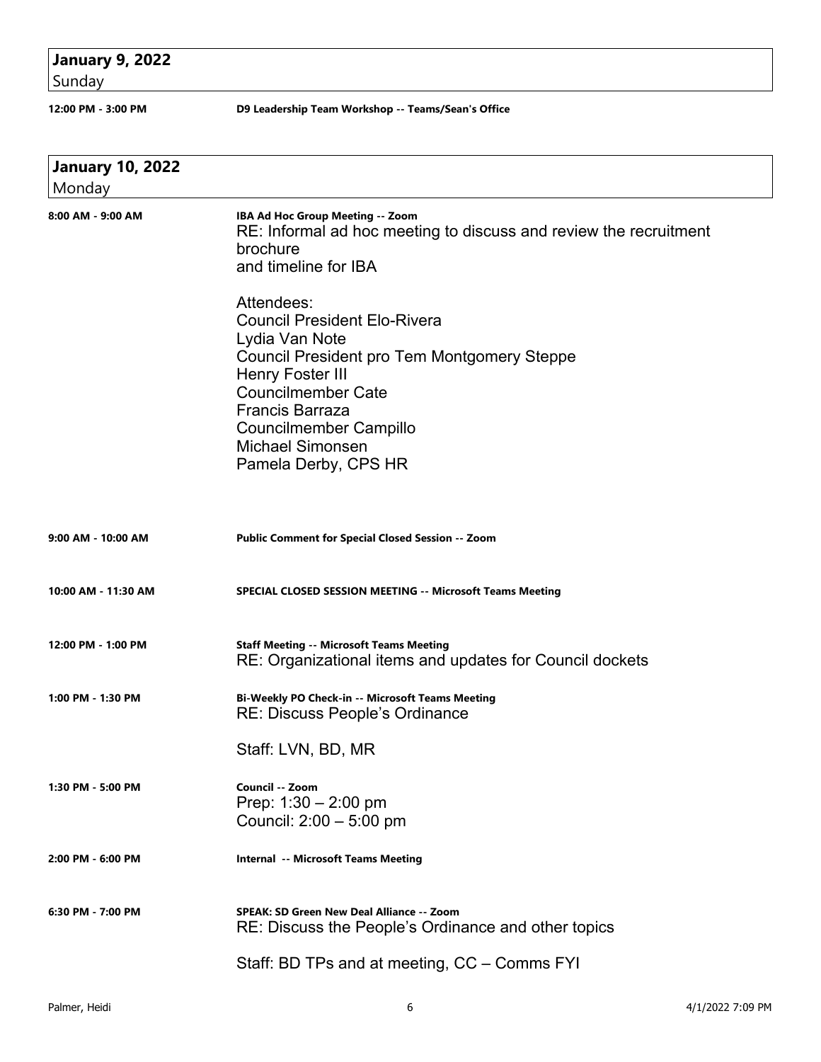## January 9, 2022
Sunday

**12:00 PM - 3:00 PM** — **D9 Leadership Team Workshop -- Teams/Sean's Office**

## January 10, 2022
Monday

**8:00 AM - 9:00 AM** — **IBA Ad Hoc Group Meeting -- Zoom**

RE: Informal ad hoc meeting to discuss and review the recruitment brochure
and timeline for IBA

Attendees:
Council President Elo-Rivera
Lydia Van Note
Council President pro Tem Montgomery Steppe
Henry Foster III
Councilmember Cate
Francis Barraza
Councilmember Campillo
Michael Simonsen
Pamela Derby, CPS HR

**9:00 AM - 10:00 AM** — **Public Comment for Special Closed Session -- Zoom**

**10:00 AM - 11:30 AM** — **SPECIAL CLOSED SESSION MEETING -- Microsoft Teams Meeting**

**12:00 PM - 1:00 PM** — **Staff Meeting -- Microsoft Teams Meeting**

RE: Organizational items and updates for Council dockets

**1:00 PM - 1:30 PM** — **Bi-Weekly PO Check-in -- Microsoft Teams Meeting**

RE: Discuss People's Ordinance

Staff: LVN, BD, MR

**1:30 PM - 5:00 PM** — **Council -- Zoom**

Prep: 1:30 – 2:00 pm
Council: 2:00 – 5:00 pm

**2:00 PM - 6:00 PM** — **Internal -- Microsoft Teams Meeting**

**6:30 PM - 7:00 PM** — **SPEAK: SD Green New Deal Alliance -- Zoom**

RE: Discuss the People's Ordinance and other topics

Staff: BD TPs and at meeting, CC – Comms FYI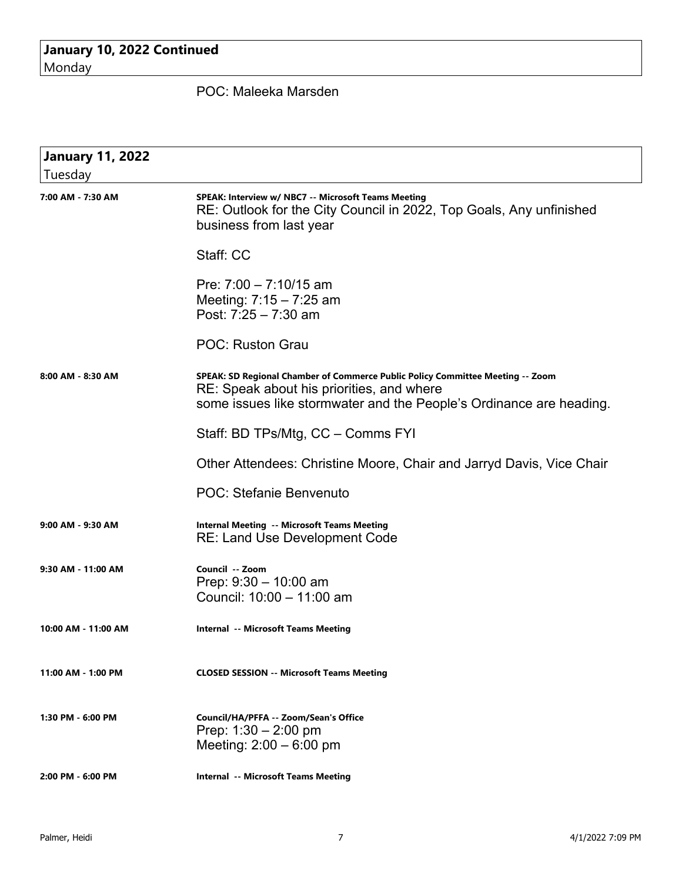**January 10, 2022 Continued**
Monday

POC: Maleeka Marsden

**January 11, 2022**
Tuesday

| Time | Details |
|---|---|
| 7:00 AM - 7:30 AM | **SPEAK: Interview w/ NBC7 -- Microsoft Teams Meeting**<br>RE: Outlook for the City Council in 2022, Top Goals, Any unfinished business from last year<br><br>Staff: CC<br><br>Pre: 7:00 – 7:10/15 am<br>Meeting: 7:15 – 7:25 am<br>Post: 7:25 – 7:30 am<br><br>POC: Ruston Grau |
| 8:00 AM - 8:30 AM | **SPEAK: SD Regional Chamber of Commerce Public Policy Committee Meeting -- Zoom**<br>RE: Speak about his priorities, and where some issues like stormwater and the People's Ordinance are heading.<br><br>Staff: BD TPs/Mtg, CC – Comms FYI<br><br>Other Attendees: Christine Moore, Chair and Jarryd Davis, Vice Chair<br><br>POC: Stefanie Benvenuto |
| 9:00 AM - 9:30 AM | **Internal Meeting -- Microsoft Teams Meeting**<br>RE: Land Use Development Code |
| 9:30 AM - 11:00 AM | **Council -- Zoom**<br>Prep: 9:30 – 10:00 am<br>Council: 10:00 – 11:00 am |
| 10:00 AM - 11:00 AM | **Internal -- Microsoft Teams Meeting** |
| 11:00 AM - 1:00 PM | **CLOSED SESSION -- Microsoft Teams Meeting** |
| 1:30 PM - 6:00 PM | **Council/HA/PFFA -- Zoom/Sean's Office**<br>Prep: 1:30 – 2:00 pm<br>Meeting: 2:00 – 6:00 pm |
| 2:00 PM - 6:00 PM | **Internal -- Microsoft Teams Meeting** |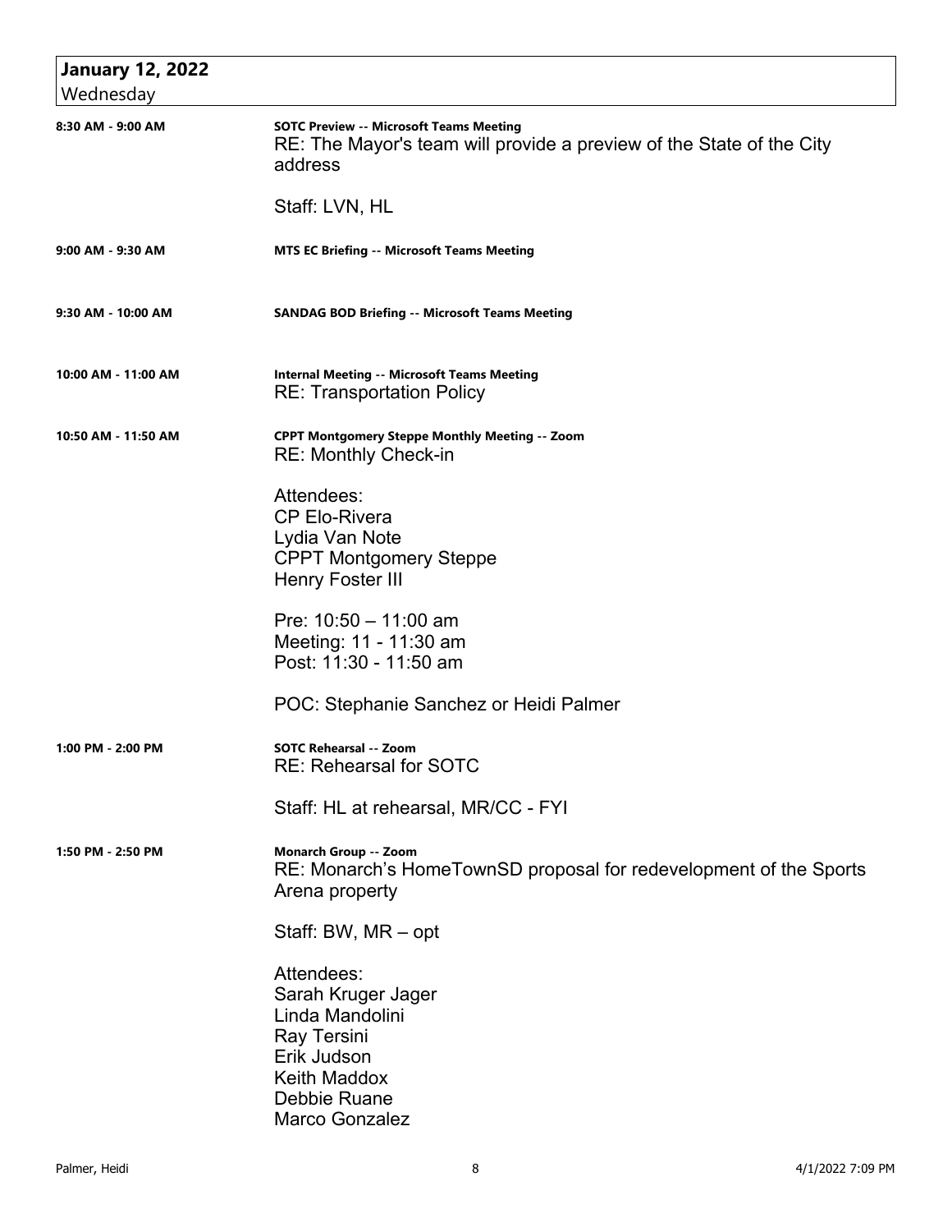## January 12, 2022
Wednesday

**8:30 AM - 9:00 AM**

**SOTC Preview -- Microsoft Teams Meeting**
RE: The Mayor's team will provide a preview of the State of the City address

Staff: LVN, HL

**9:00 AM - 9:30 AM**

**MTS EC Briefing -- Microsoft Teams Meeting**

**9:30 AM - 10:00 AM**

**SANDAG BOD Briefing -- Microsoft Teams Meeting**

**10:00 AM - 11:00 AM**

**Internal Meeting -- Microsoft Teams Meeting**
RE: Transportation Policy

**10:50 AM - 11:50 AM**

**CPPT Montgomery Steppe Monthly Meeting -- Zoom**
RE: Monthly Check-in

Attendees:
CP Elo-Rivera
Lydia Van Note
CPPT Montgomery Steppe
Henry Foster III

Pre: 10:50 – 11:00 am
Meeting: 11 - 11:30 am
Post: 11:30 - 11:50 am

POC: Stephanie Sanchez or Heidi Palmer

**1:00 PM - 2:00 PM**

**SOTC Rehearsal -- Zoom**
RE: Rehearsal for SOTC

Staff: HL at rehearsal, MR/CC - FYI

**1:50 PM - 2:50 PM**

**Monarch Group -- Zoom**
RE: Monarch's HomeTownSD proposal for redevelopment of the Sports Arena property

Staff: BW, MR – opt

Attendees:
Sarah Kruger Jager
Linda Mandolini
Ray Tersini
Erik Judson
Keith Maddox
Debbie Ruane
Marco Gonzalez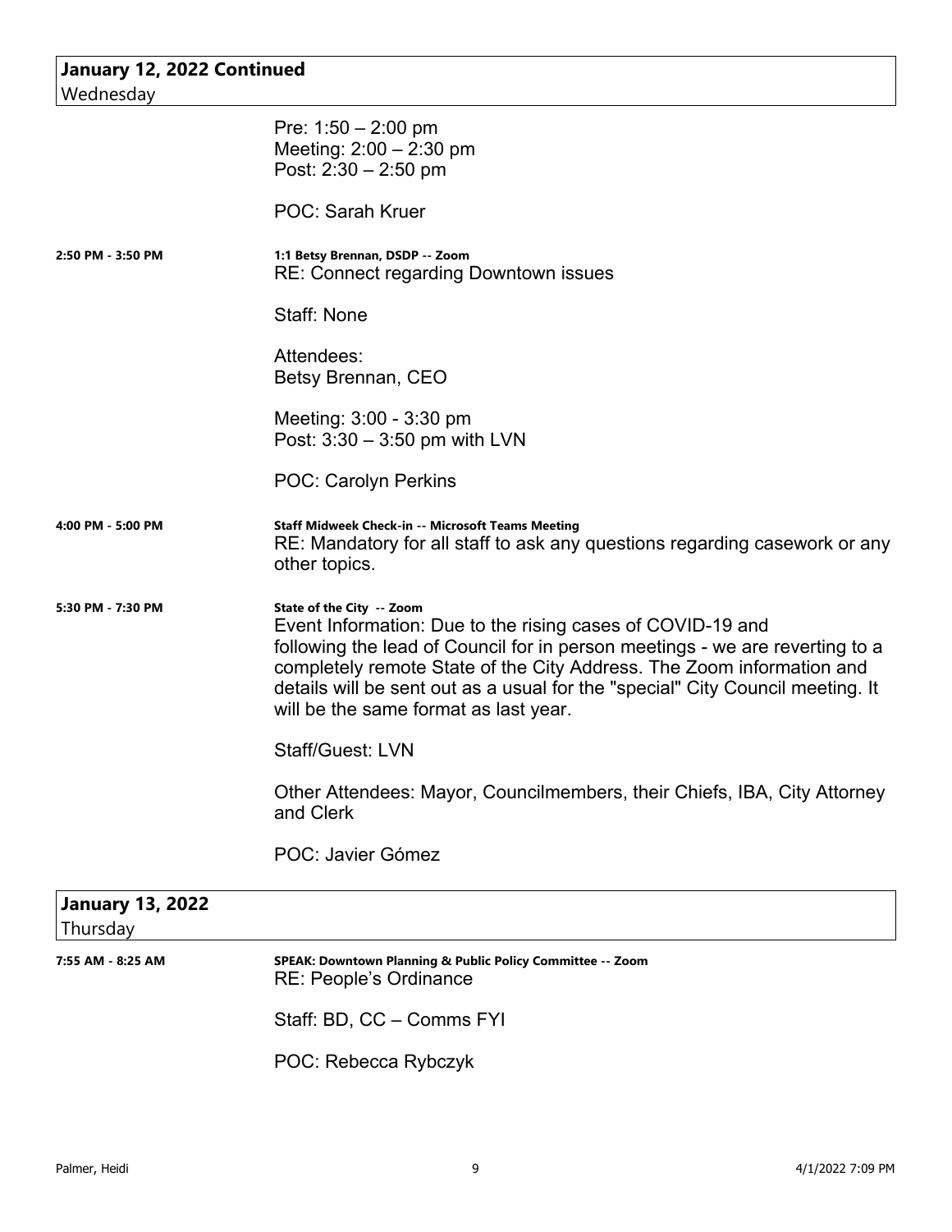## January 12, 2022 Continued
Wednesday

Pre: 1:50 – 2:00 pm
Meeting: 2:00 – 2:30 pm
Post: 2:30 – 2:50 pm

POC: Sarah Kruer

**2:50 PM - 3:50 PM**

**1:1 Betsy Brennan, DSDP -- Zoom**
RE: Connect regarding Downtown issues

Staff: None

Attendees:
Betsy Brennan, CEO

Meeting: 3:00 - 3:30 pm
Post: 3:30 – 3:50 pm with LVN

POC: Carolyn Perkins

**4:00 PM - 5:00 PM**

**Staff Midweek Check-in -- Microsoft Teams Meeting**
RE: Mandatory for all staff to ask any questions regarding casework or any other topics.

**5:30 PM - 7:30 PM**

**State of the City -- Zoom**
Event Information: Due to the rising cases of COVID-19 and following the lead of Council for in person meetings - we are reverting to a completely remote State of the City Address. The Zoom information and details will be sent out as a usual for the "special" City Council meeting. It will be the same format as last year.

Staff/Guest: LVN

Other Attendees: Mayor, Councilmembers, their Chiefs, IBA, City Attorney and Clerk

POC: Javier Gómez

## January 13, 2022
Thursday

**7:55 AM - 8:25 AM**

**SPEAK: Downtown Planning & Public Policy Committee -- Zoom**
RE: People's Ordinance

Staff: BD, CC – Comms FYI

POC: Rebecca Rybczyk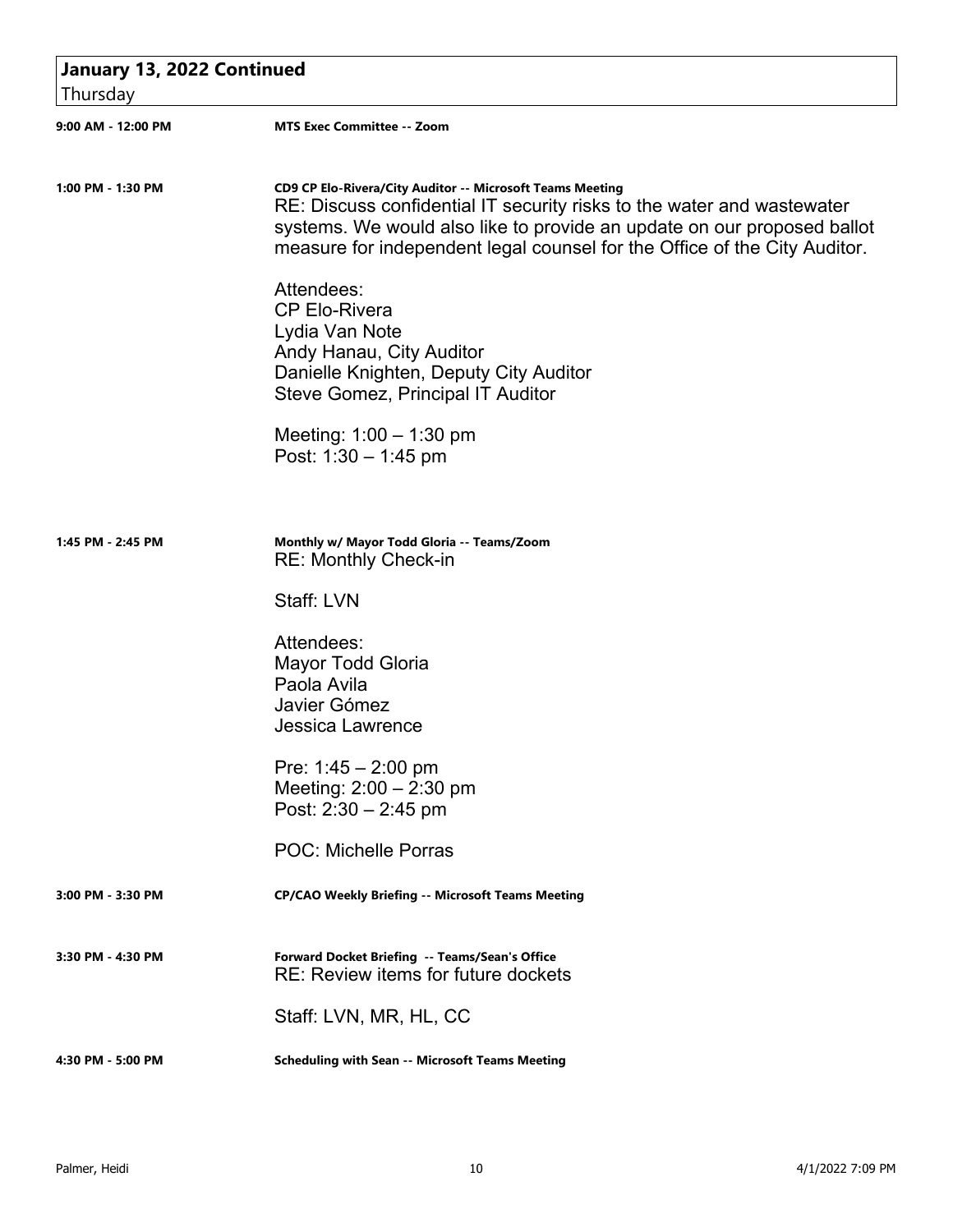## January 13, 2022 Continued

Thursday

| | |
|---|---|
| **9:00 AM - 12:00 PM** | **MTS Exec Committee -- Zoom** |
| **1:00 PM - 1:30 PM** | **CD9 CP Elo-Rivera/City Auditor -- Microsoft Teams Meeting**<br>RE: Discuss confidential IT security risks to the water and wastewater systems. We would also like to provide an update on our proposed ballot measure for independent legal counsel for the Office of the City Auditor.<br><br>Attendees:<br>CP Elo-Rivera<br>Lydia Van Note<br>Andy Hanau, City Auditor<br>Danielle Knighten, Deputy City Auditor<br>Steve Gomez, Principal IT Auditor<br><br>Meeting: 1:00 – 1:30 pm<br>Post: 1:30 – 1:45 pm |
| **1:45 PM - 2:45 PM** | **Monthly w/ Mayor Todd Gloria -- Teams/Zoom**<br>RE: Monthly Check-in<br><br>Staff: LVN<br><br>Attendees:<br>Mayor Todd Gloria<br>Paola Avila<br>Javier Gómez<br>Jessica Lawrence<br><br>Pre: 1:45 – 2:00 pm<br>Meeting: 2:00 – 2:30 pm<br>Post: 2:30 – 2:45 pm<br><br>POC: Michelle Porras |
| **3:00 PM - 3:30 PM** | **CP/CAO Weekly Briefing -- Microsoft Teams Meeting** |
| **3:30 PM - 4:30 PM** | **Forward Docket Briefing -- Teams/Sean's Office**<br>RE: Review items for future dockets<br><br>Staff: LVN, MR, HL, CC |
| **4:30 PM - 5:00 PM** | **Scheduling with Sean -- Microsoft Teams Meeting** |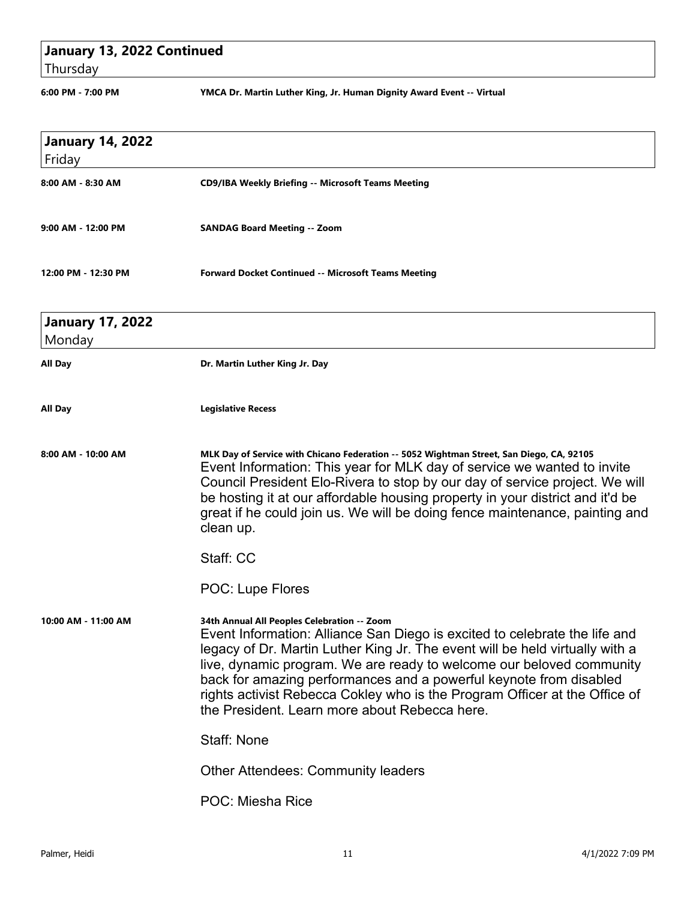## January 13, 2022 Continued
Thursday

**6:00 PM - 7:00 PM** — **YMCA Dr. Martin Luther King, Jr. Human Dignity Award Event -- Virtual**

## January 14, 2022
Friday

**8:00 AM - 8:30 AM** — **CD9/IBA Weekly Briefing -- Microsoft Teams Meeting**

**9:00 AM - 12:00 PM** — **SANDAG Board Meeting -- Zoom**

**12:00 PM - 12:30 PM** — **Forward Docket Continued -- Microsoft Teams Meeting**

## January 17, 2022
Monday

**All Day** — **Dr. Martin Luther King Jr. Day**

**All Day** — **Legislative Recess**

**8:00 AM - 10:00 AM** — **MLK Day of Service with Chicano Federation -- 5052 Wightman Street, San Diego, CA, 92105**

Event Information: This year for MLK day of service we wanted to invite Council President Elo-Rivera to stop by our day of service project. We will be hosting it at our affordable housing property in your district and it'd be great if he could join us. We will be doing fence maintenance, painting and clean up.

Staff: CC

POC: Lupe Flores

**10:00 AM - 11:00 AM** — **34th Annual All Peoples Celebration -- Zoom**

Event Information: Alliance San Diego is excited to celebrate the life and legacy of Dr. Martin Luther King Jr. The event will be held virtually with a live, dynamic program. We are ready to welcome our beloved community back for amazing performances and a powerful keynote from disabled rights activist Rebecca Cokley who is the Program Officer at the Office of the President. Learn more about Rebecca here.

Staff: None

Other Attendees: Community leaders

POC: Miesha Rice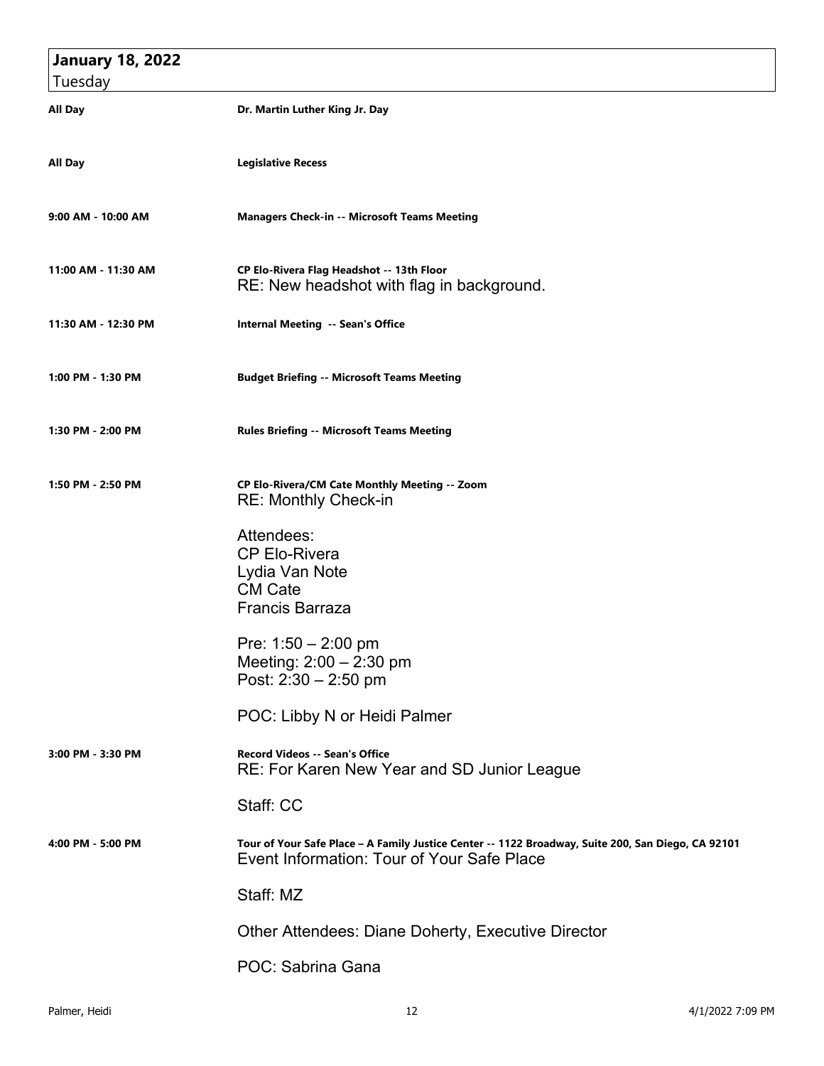## January 18, 2022
Tuesday

**All Day** — **Dr. Martin Luther King Jr. Day**

**All Day** — **Legislative Recess**

**9:00 AM - 10:00 AM** — **Managers Check-in -- Microsoft Teams Meeting**

**11:00 AM - 11:30 AM** — **CP Elo-Rivera Flag Headshot -- 13th Floor**

RE: New headshot with flag in background.

**11:30 AM - 12:30 PM** — **Internal Meeting -- Sean's Office**

**1:00 PM - 1:30 PM** — **Budget Briefing -- Microsoft Teams Meeting**

**1:30 PM - 2:00 PM** — **Rules Briefing -- Microsoft Teams Meeting**

**1:50 PM - 2:50 PM** — **CP Elo-Rivera/CM Cate Monthly Meeting -- Zoom**

RE: Monthly Check-in

Attendees:
CP Elo-Rivera
Lydia Van Note
CM Cate
Francis Barraza

Pre: 1:50 – 2:00 pm
Meeting: 2:00 – 2:30 pm
Post: 2:30 – 2:50 pm

POC: Libby N or Heidi Palmer

**3:00 PM - 3:30 PM** — **Record Videos -- Sean's Office**

RE: For Karen New Year and SD Junior League

Staff: CC

**4:00 PM - 5:00 PM** — **Tour of Your Safe Place – A Family Justice Center -- 1122 Broadway, Suite 200, San Diego, CA 92101**

Event Information: Tour of Your Safe Place

Staff: MZ

Other Attendees: Diane Doherty, Executive Director

POC: Sabrina Gana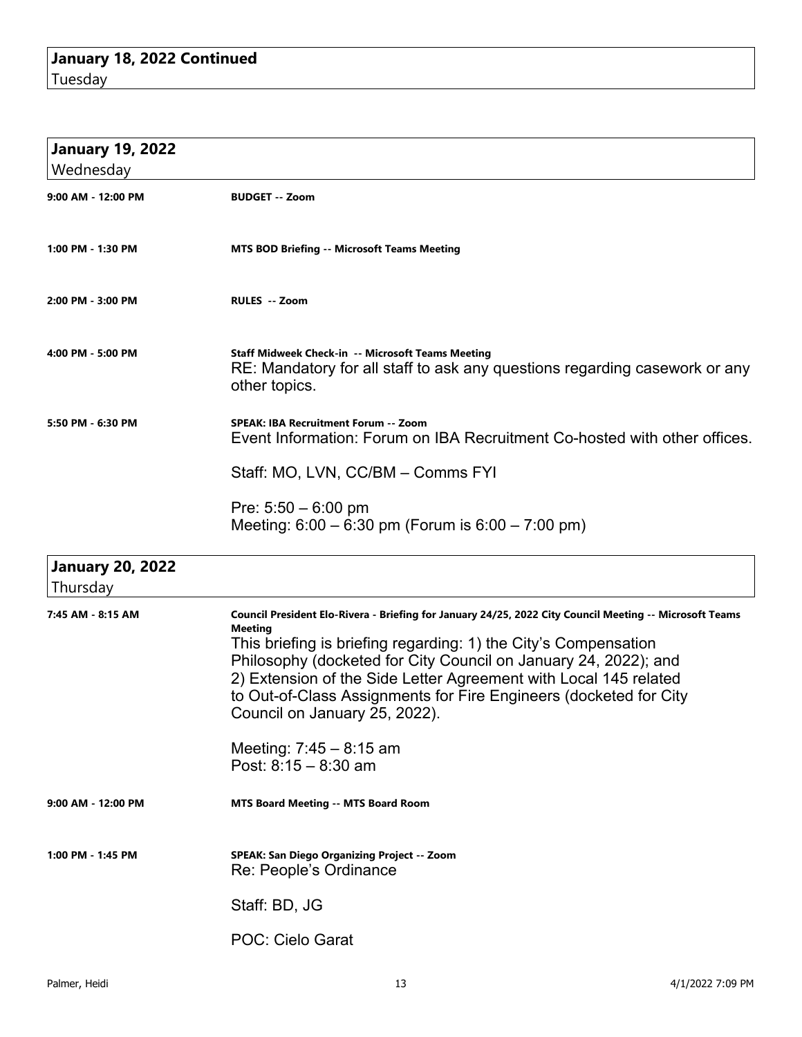**January 18, 2022 Continued**
Tuesday

**January 19, 2022**
Wednesday

**9:00 AM - 12:00 PM** — **BUDGET -- Zoom**

**1:00 PM - 1:30 PM** — **MTS BOD Briefing -- Microsoft Teams Meeting**

**2:00 PM - 3:00 PM** — **RULES -- Zoom**

**4:00 PM - 5:00 PM** — **Staff Midweek Check-in -- Microsoft Teams Meeting**

RE: Mandatory for all staff to ask any questions regarding casework or any other topics.

**5:50 PM - 6:30 PM** — **SPEAK: IBA Recruitment Forum -- Zoom**

Event Information: Forum on IBA Recruitment Co-hosted with other offices.

Staff: MO, LVN, CC/BM – Comms FYI

Pre: 5:50 – 6:00 pm
Meeting: 6:00 – 6:30 pm (Forum is 6:00 – 7:00 pm)

**January 20, 2022**
Thursday

**7:45 AM - 8:15 AM** — **Council President Elo-Rivera - Briefing for January 24/25, 2022 City Council Meeting -- Microsoft Teams Meeting**

This briefing is briefing regarding: 1) the City's Compensation Philosophy (docketed for City Council on January 24, 2022); and 2) Extension of the Side Letter Agreement with Local 145 related to Out-of-Class Assignments for Fire Engineers (docketed for City Council on January 25, 2022).

Meeting: 7:45 – 8:15 am
Post: 8:15 – 8:30 am

**9:00 AM - 12:00 PM** — **MTS Board Meeting -- MTS Board Room**

**1:00 PM - 1:45 PM** — **SPEAK: San Diego Organizing Project -- Zoom**

Re: People's Ordinance

Staff: BD, JG

POC: Cielo Garat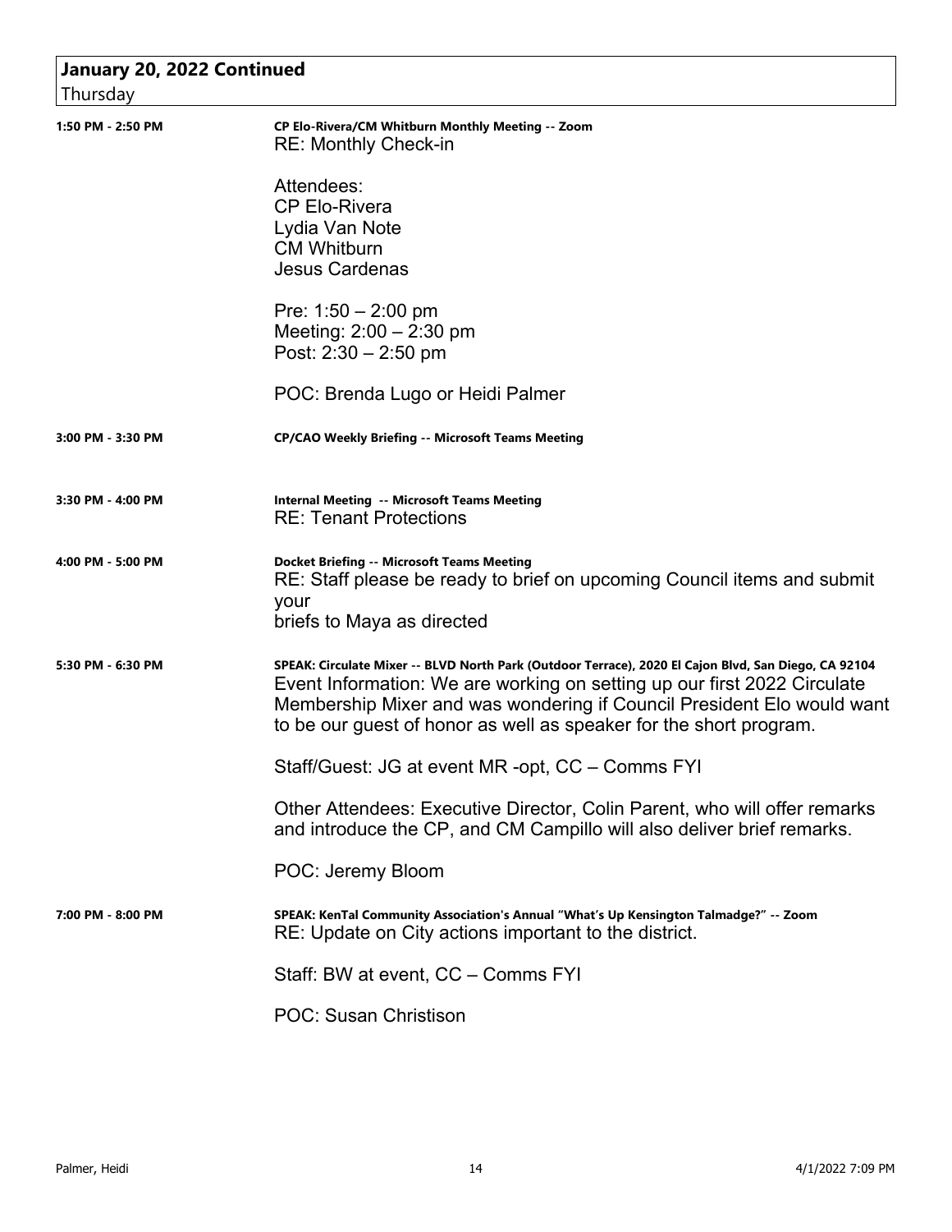## January 20, 2022 Continued

Thursday

**1:50 PM - 2:50 PM** — **CP Elo-Rivera/CM Whitburn Monthly Meeting -- Zoom**

RE: Monthly Check-in

Attendees:
CP Elo-Rivera
Lydia Van Note
CM Whitburn
Jesus Cardenas

Pre: 1:50 – 2:00 pm
Meeting: 2:00 – 2:30 pm
Post: 2:30 – 2:50 pm

POC: Brenda Lugo or Heidi Palmer

**3:00 PM - 3:30 PM** — **CP/CAO Weekly Briefing -- Microsoft Teams Meeting**

**3:30 PM - 4:00 PM** — **Internal Meeting -- Microsoft Teams Meeting**

RE: Tenant Protections

**4:00 PM - 5:00 PM** — **Docket Briefing -- Microsoft Teams Meeting**

RE: Staff please be ready to brief on upcoming Council items and submit your
briefs to Maya as directed

**5:30 PM - 6:30 PM** — **SPEAK: Circulate Mixer -- BLVD North Park (Outdoor Terrace), 2020 El Cajon Blvd, San Diego, CA 92104**

Event Information: We are working on setting up our first 2022 Circulate Membership Mixer and was wondering if Council President Elo would want to be our guest of honor as well as speaker for the short program.

Staff/Guest: JG at event MR -opt, CC – Comms FYI

Other Attendees: Executive Director, Colin Parent, who will offer remarks and introduce the CP, and CM Campillo will also deliver brief remarks.

POC: Jeremy Bloom

**7:00 PM - 8:00 PM** — **SPEAK: KenTal Community Association's Annual "What's Up Kensington Talmadge?" -- Zoom**

RE: Update on City actions important to the district.

Staff: BW at event, CC – Comms FYI

POC: Susan Christison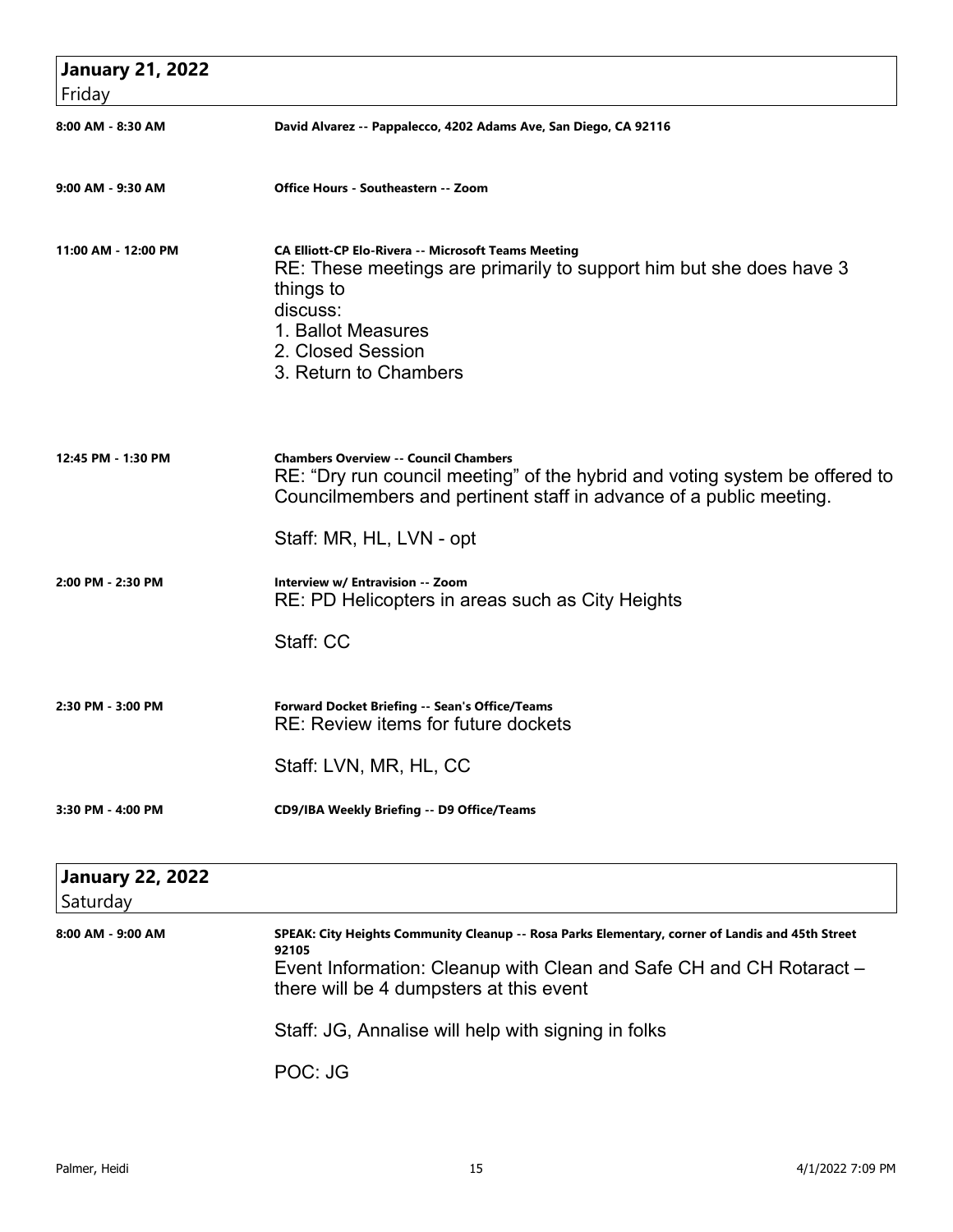## January 21, 2022
Friday

**8:00 AM - 8:30 AM** — **David Alvarez -- Pappalecco, 4202 Adams Ave, San Diego, CA 92116**

**9:00 AM - 9:30 AM** — **Office Hours - Southeastern -- Zoom**

**11:00 AM - 12:00 PM** — **CA Elliott-CP Elo-Rivera -- Microsoft Teams Meeting**

RE: These meetings are primarily to support him but she does have 3 things to
discuss:
1. Ballot Measures
2. Closed Session
3. Return to Chambers

**12:45 PM - 1:30 PM** — **Chambers Overview -- Council Chambers**

RE: "Dry run council meeting" of the hybrid and voting system be offered to Councilmembers and pertinent staff in advance of a public meeting.

Staff: MR, HL, LVN - opt

**2:00 PM - 2:30 PM** — **Interview w/ Entravision -- Zoom**

RE: PD Helicopters in areas such as City Heights

Staff: CC

**2:30 PM - 3:00 PM** — **Forward Docket Briefing -- Sean's Office/Teams**

RE: Review items for future dockets

Staff: LVN, MR, HL, CC

**3:30 PM - 4:00 PM** — **CD9/IBA Weekly Briefing -- D9 Office/Teams**

## January 22, 2022
Saturday

**8:00 AM - 9:00 AM** — **SPEAK: City Heights Community Cleanup -- Rosa Parks Elementary, corner of Landis and 45th Street 92105**

Event Information: Cleanup with Clean and Safe CH and CH Rotaract – there will be 4 dumpsters at this event

Staff: JG, Annalise will help with signing in folks

POC: JG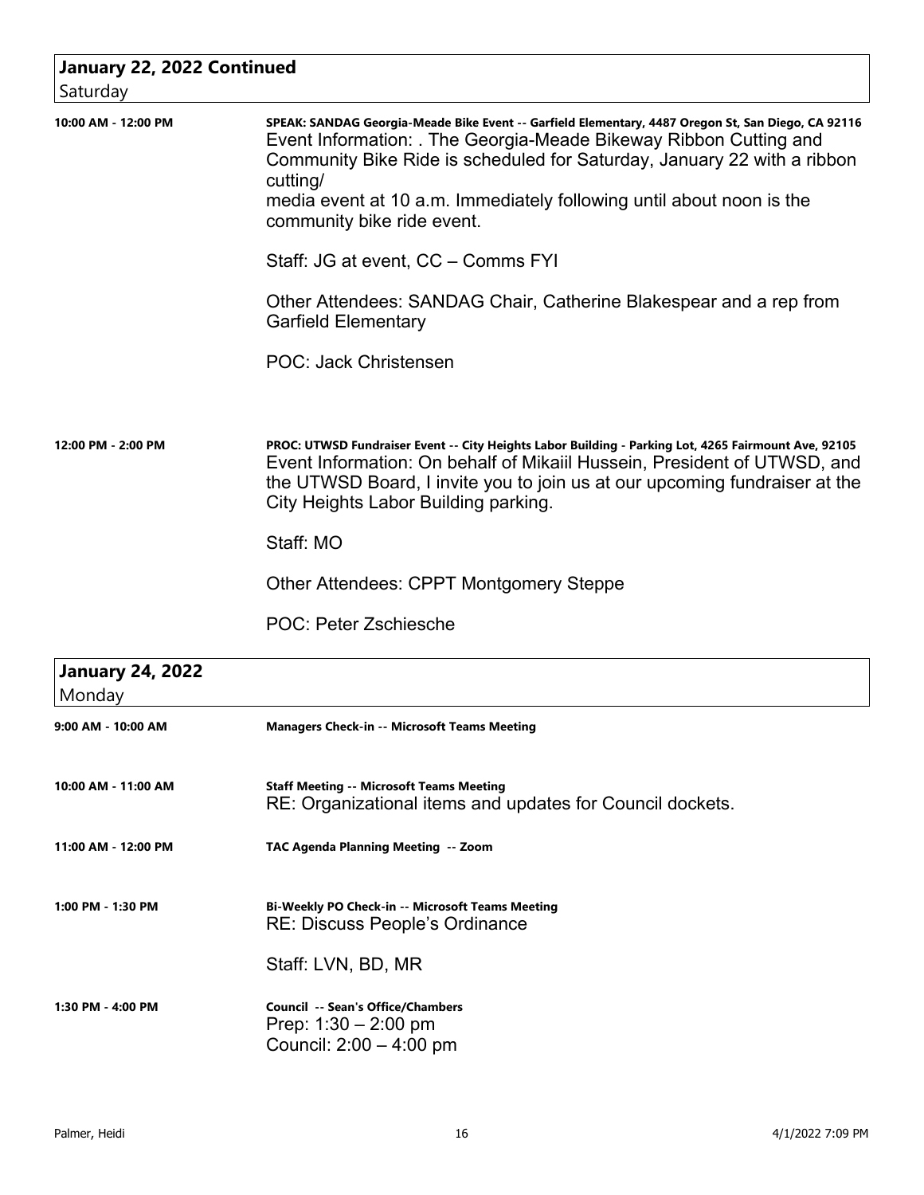## January 22, 2022 Continued
Saturday

**10:00 AM - 12:00 PM**

**SPEAK: SANDAG Georgia-Meade Bike Event -- Garfield Elementary, 4487 Oregon St, San Diego, CA 92116**

Event Information: . The Georgia-Meade Bikeway Ribbon Cutting and Community Bike Ride is scheduled for Saturday, January 22 with a ribbon cutting/
media event at 10 a.m. Immediately following until about noon is the community bike ride event.

Staff: JG at event, CC – Comms FYI

Other Attendees: SANDAG Chair, Catherine Blakespear and a rep from Garfield Elementary

POC: Jack Christensen

**12:00 PM - 2:00 PM**

**PROC: UTWSD Fundraiser Event -- City Heights Labor Building - Parking Lot, 4265 Fairmount Ave, 92105**

Event Information: On behalf of Mikaiil Hussein, President of UTWSD, and the UTWSD Board, I invite you to join us at our upcoming fundraiser at the City Heights Labor Building parking.

Staff: MO

Other Attendees: CPPT Montgomery Steppe

POC: Peter Zschiesche

## January 24, 2022
Monday

**9:00 AM - 10:00 AM**

**Managers Check-in -- Microsoft Teams Meeting**

**10:00 AM - 11:00 AM**

**Staff Meeting -- Microsoft Teams Meeting**

RE: Organizational items and updates for Council dockets.

**11:00 AM - 12:00 PM**

**TAC Agenda Planning Meeting -- Zoom**

**1:00 PM - 1:30 PM**

**Bi-Weekly PO Check-in -- Microsoft Teams Meeting**

RE: Discuss People's Ordinance

Staff: LVN, BD, MR

**1:30 PM - 4:00 PM**

**Council -- Sean's Office/Chambers**

Prep: 1:30 – 2:00 pm
Council: 2:00 – 4:00 pm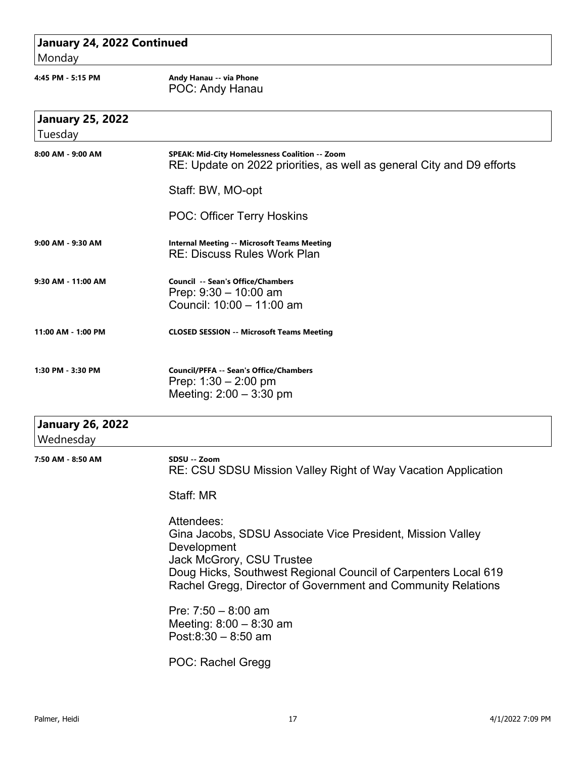## January 24, 2022 Continued
Monday

**4:45 PM - 5:15 PM** — **Andy Hanau -- via Phone**

POC: Andy Hanau

## January 25, 2022
Tuesday

**8:00 AM - 9:00 AM** — **SPEAK: Mid-City Homelessness Coalition -- Zoom**

RE: Update on 2022 priorities, as well as general City and D9 efforts

Staff: BW, MO-opt

POC: Officer Terry Hoskins

**9:00 AM - 9:30 AM** — **Internal Meeting -- Microsoft Teams Meeting**

RE: Discuss Rules Work Plan

**9:30 AM - 11:00 AM** — **Council -- Sean's Office/Chambers**

Prep: 9:30 – 10:00 am
Council: 10:00 – 11:00 am

**11:00 AM - 1:00 PM** — **CLOSED SESSION -- Microsoft Teams Meeting**

**1:30 PM - 3:30 PM** — **Council/PFFA -- Sean's Office/Chambers**

Prep: 1:30 – 2:00 pm
Meeting: 2:00 – 3:30 pm

## January 26, 2022
Wednesday

**7:50 AM - 8:50 AM** — **SDSU -- Zoom**

RE: CSU SDSU Mission Valley Right of Way Vacation Application

Staff: MR

Attendees:
Gina Jacobs, SDSU Associate Vice President, Mission Valley Development
Jack McGrory, CSU Trustee
Doug Hicks, Southwest Regional Council of Carpenters Local 619
Rachel Gregg, Director of Government and Community Relations

Pre: 7:50 – 8:00 am
Meeting: 8:00 – 8:30 am
Post:8:30 – 8:50 am

POC: Rachel Gregg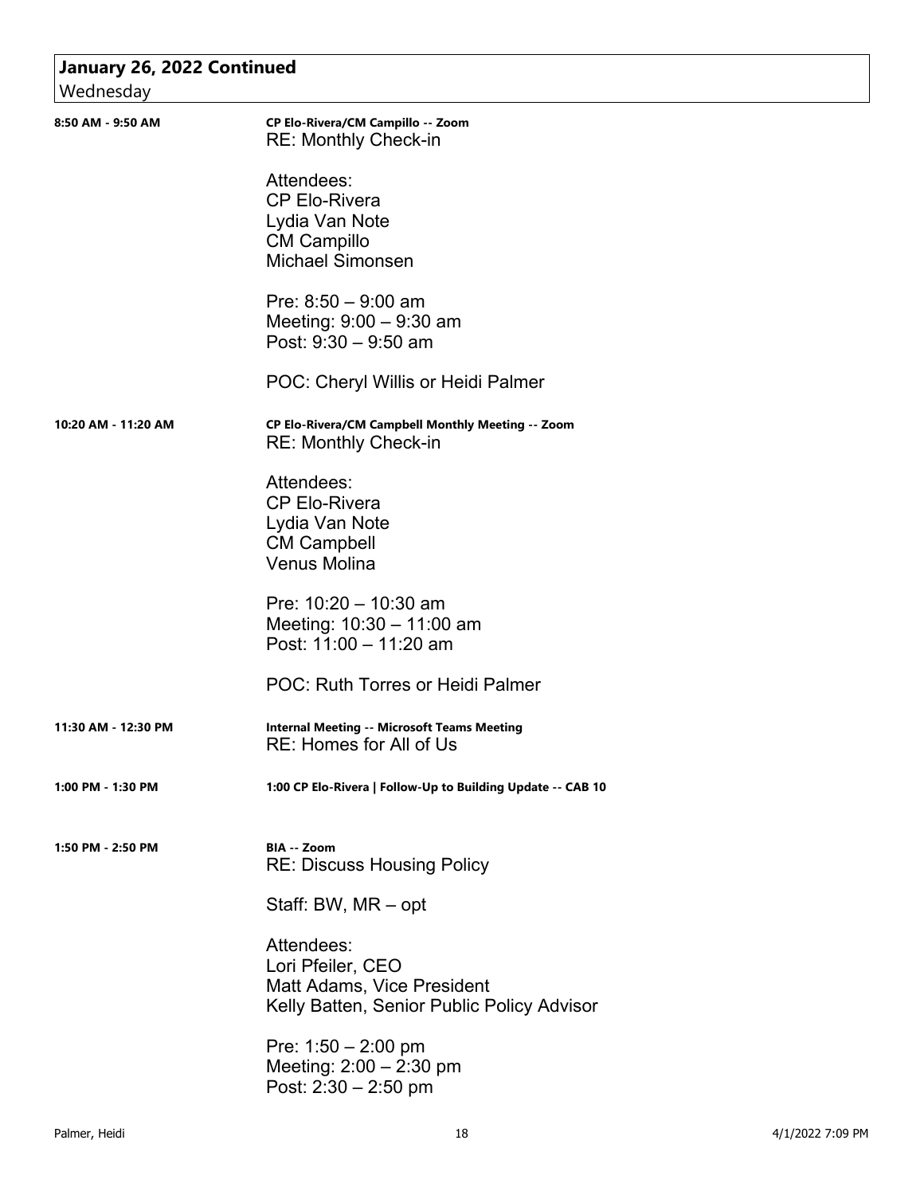## January 26, 2022 Continued

Wednesday

**8:50 AM - 9:50 AM**

**CP Elo-Rivera/CM Campillo -- Zoom**

RE: Monthly Check-in

Attendees:
CP Elo-Rivera
Lydia Van Note
CM Campillo
Michael Simonsen

Pre: 8:50 – 9:00 am
Meeting: 9:00 – 9:30 am
Post: 9:30 – 9:50 am

POC: Cheryl Willis or Heidi Palmer

**10:20 AM - 11:20 AM**

**CP Elo-Rivera/CM Campbell Monthly Meeting -- Zoom**

RE: Monthly Check-in

Attendees:
CP Elo-Rivera
Lydia Van Note
CM Campbell
Venus Molina

Pre: 10:20 – 10:30 am
Meeting: 10:30 – 11:00 am
Post: 11:00 – 11:20 am

POC: Ruth Torres or Heidi Palmer

**11:30 AM - 12:30 PM**

**Internal Meeting -- Microsoft Teams Meeting**

RE: Homes for All of Us

**1:00 PM - 1:30 PM**

**1:00 CP Elo-Rivera | Follow-Up to Building Update -- CAB 10**

**1:50 PM - 2:50 PM**

**BIA -- Zoom**

RE: Discuss Housing Policy

Staff: BW, MR – opt

Attendees:
Lori Pfeiler, CEO
Matt Adams, Vice President
Kelly Batten, Senior Public Policy Advisor

Pre: 1:50 – 2:00 pm
Meeting: 2:00 – 2:30 pm
Post: 2:30 – 2:50 pm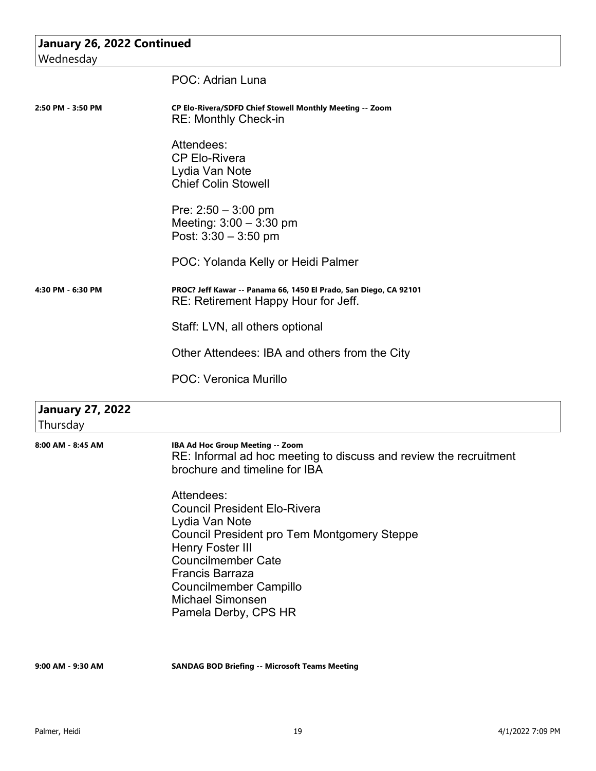## January 26, 2022 Continued
Wednesday

POC: Adrian Luna

**2:50 PM - 3:50 PM** — **CP Elo-Rivera/SDFD Chief Stowell Monthly Meeting -- Zoom**

RE: Monthly Check-in

Attendees:
CP Elo-Rivera
Lydia Van Note
Chief Colin Stowell

Pre: 2:50 – 3:00 pm
Meeting: 3:00 – 3:30 pm
Post: 3:30 – 3:50 pm

POC: Yolanda Kelly or Heidi Palmer

**4:30 PM - 6:30 PM** — **PROC? Jeff Kawar -- Panama 66, 1450 El Prado, San Diego, CA 92101**

RE: Retirement Happy Hour for Jeff.

Staff: LVN, all others optional

Other Attendees: IBA and others from the City

POC: Veronica Murillo

## January 27, 2022
Thursday

**8:00 AM - 8:45 AM** — **IBA Ad Hoc Group Meeting -- Zoom**

RE: Informal ad hoc meeting to discuss and review the recruitment brochure and timeline for IBA

Attendees:
Council President Elo-Rivera
Lydia Van Note
Council President pro Tem Montgomery Steppe
Henry Foster III
Councilmember Cate
Francis Barraza
Councilmember Campillo
Michael Simonsen
Pamela Derby, CPS HR

**9:00 AM - 9:30 AM** — **SANDAG BOD Briefing -- Microsoft Teams Meeting**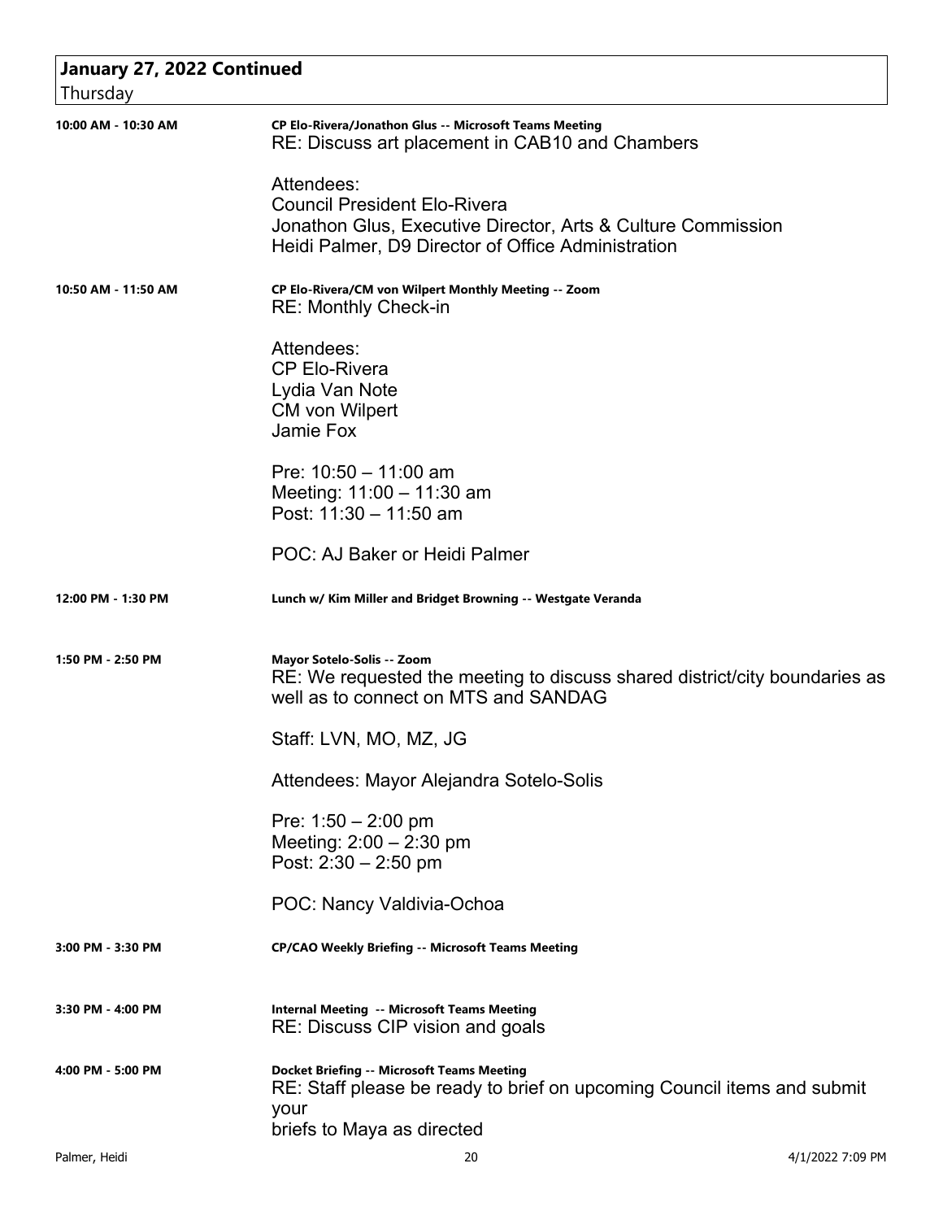## January 27, 2022 Continued

Thursday

**10:00 AM - 10:30 AM**

**CP Elo-Rivera/Jonathon Glus -- Microsoft Teams Meeting**

RE: Discuss art placement in CAB10 and Chambers

Attendees:
Council President Elo-Rivera
Jonathon Glus, Executive Director, Arts & Culture Commission
Heidi Palmer, D9 Director of Office Administration

**10:50 AM - 11:50 AM**

**CP Elo-Rivera/CM von Wilpert Monthly Meeting -- Zoom**

RE: Monthly Check-in

Attendees:
CP Elo-Rivera
Lydia Van Note
CM von Wilpert
Jamie Fox

Pre: 10:50 – 11:00 am
Meeting: 11:00 – 11:30 am
Post: 11:30 – 11:50 am

POC: AJ Baker or Heidi Palmer

**12:00 PM - 1:30 PM**

**Lunch w/ Kim Miller and Bridget Browning -- Westgate Veranda**

**1:50 PM - 2:50 PM**

**Mayor Sotelo-Solis -- Zoom**

RE: We requested the meeting to discuss shared district/city boundaries as well as to connect on MTS and SANDAG

Staff: LVN, MO, MZ, JG

Attendees: Mayor Alejandra Sotelo-Solis

Pre: 1:50 – 2:00 pm
Meeting: 2:00 – 2:30 pm
Post: 2:30 – 2:50 pm

POC: Nancy Valdivia-Ochoa

**3:00 PM - 3:30 PM**

**CP/CAO Weekly Briefing -- Microsoft Teams Meeting**

**3:30 PM - 4:00 PM**

**Internal Meeting -- Microsoft Teams Meeting**

RE: Discuss CIP vision and goals

**4:00 PM - 5:00 PM**

**Docket Briefing -- Microsoft Teams Meeting**

RE: Staff please be ready to brief on upcoming Council items and submit your
briefs to Maya as directed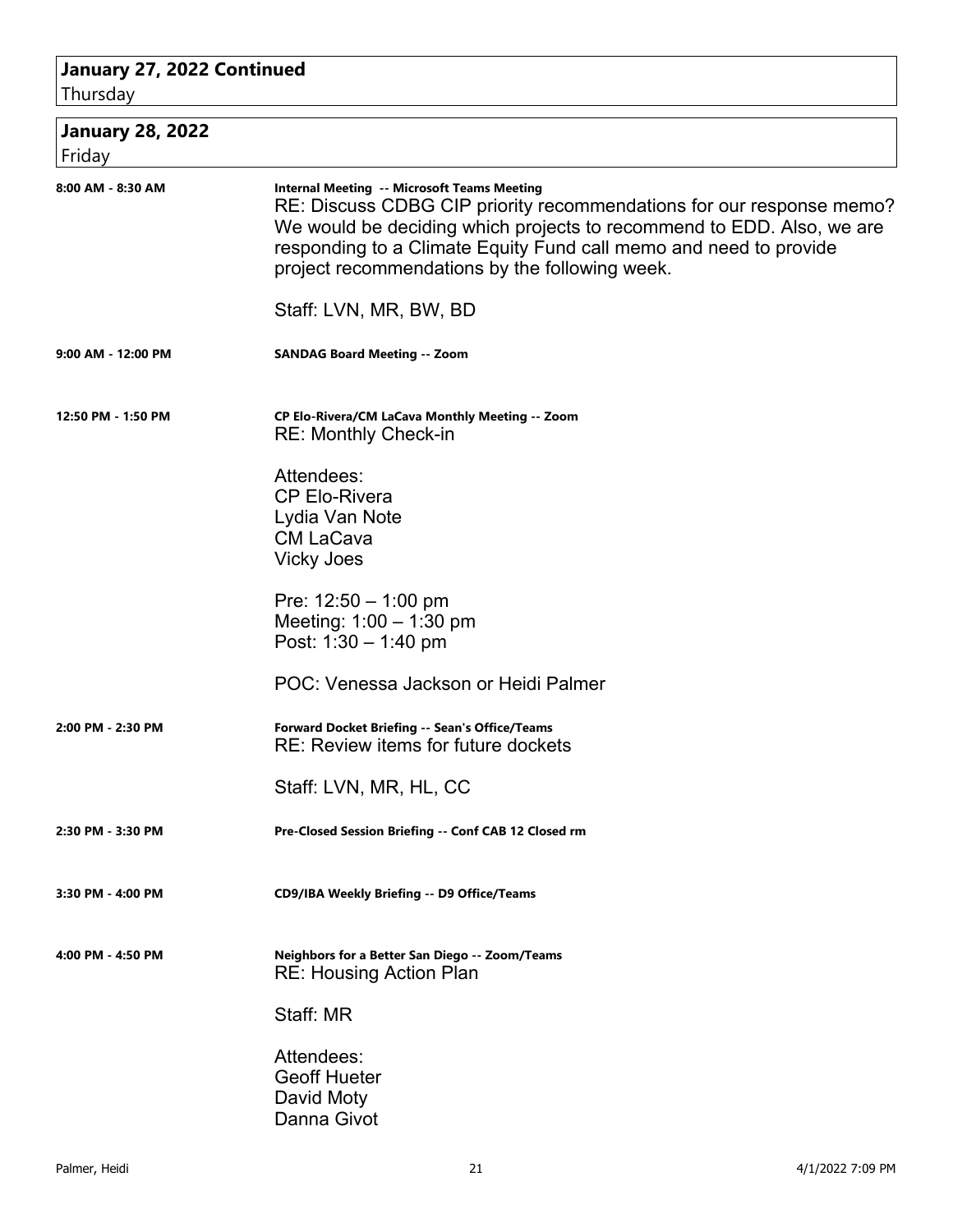## January 27, 2022 Continued
Thursday

## January 28, 2022
Friday

**8:00 AM - 8:30 AM**

**Internal Meeting -- Microsoft Teams Meeting**
RE: Discuss CDBG CIP priority recommendations for our response memo? We would be deciding which projects to recommend to EDD. Also, we are responding to a Climate Equity Fund call memo and need to provide project recommendations by the following week.

Staff: LVN, MR, BW, BD

**9:00 AM - 12:00 PM**

**SANDAG Board Meeting -- Zoom**

**12:50 PM - 1:50 PM**

**CP Elo-Rivera/CM LaCava Monthly Meeting -- Zoom**
RE: Monthly Check-in

Attendees:
CP Elo-Rivera
Lydia Van Note
CM LaCava
Vicky Joes

Pre: 12:50 – 1:00 pm
Meeting: 1:00 – 1:30 pm
Post: 1:30 – 1:40 pm

POC: Venessa Jackson or Heidi Palmer

**2:00 PM - 2:30 PM**

**Forward Docket Briefing -- Sean's Office/Teams**
RE: Review items for future dockets

Staff: LVN, MR, HL, CC

**2:30 PM - 3:30 PM**

**Pre-Closed Session Briefing -- Conf CAB 12 Closed rm**

**3:30 PM - 4:00 PM**

**CD9/IBA Weekly Briefing -- D9 Office/Teams**

**4:00 PM - 4:50 PM**

**Neighbors for a Better San Diego -- Zoom/Teams**
RE: Housing Action Plan

Staff: MR

Attendees:
Geoff Hueter
David Moty
Danna Givot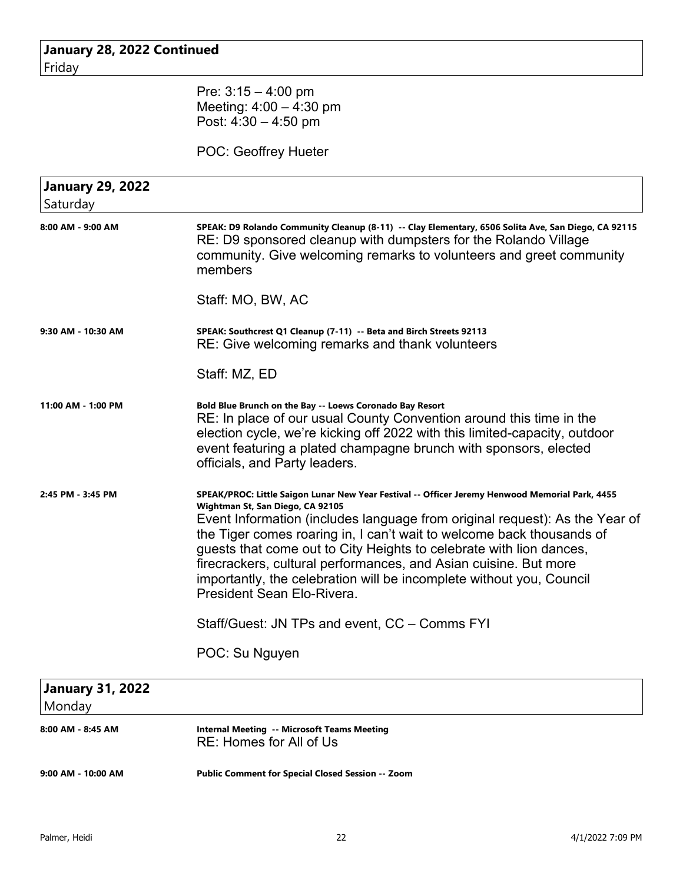## January 28, 2022 Continued
Friday

Pre: 3:15 – 4:00 pm
Meeting: 4:00 – 4:30 pm
Post: 4:30 – 4:50 pm

POC: Geoffrey Hueter

## January 29, 2022
Saturday

**8:00 AM - 9:00 AM**

**SPEAK: D9 Rolando Community Cleanup (8-11) -- Clay Elementary, 6506 Solita Ave, San Diego, CA 92115**
RE: D9 sponsored cleanup with dumpsters for the Rolando Village community. Give welcoming remarks to volunteers and greet community members

Staff: MO, BW, AC

**9:30 AM - 10:30 AM**

**SPEAK: Southcrest Q1 Cleanup (7-11) -- Beta and Birch Streets 92113**
RE: Give welcoming remarks and thank volunteers

Staff: MZ, ED

**11:00 AM - 1:00 PM**

**Bold Blue Brunch on the Bay -- Loews Coronado Bay Resort**
RE: In place of our usual County Convention around this time in the election cycle, we're kicking off 2022 with this limited-capacity, outdoor event featuring a plated champagne brunch with sponsors, elected officials, and Party leaders.

**2:45 PM - 3:45 PM**

**SPEAK/PROC: Little Saigon Lunar New Year Festival -- Officer Jeremy Henwood Memorial Park, 4455 Wightman St, San Diego, CA 92105**
Event Information (includes language from original request): As the Year of the Tiger comes roaring in, I can't wait to welcome back thousands of guests that come out to City Heights to celebrate with lion dances, firecrackers, cultural performances, and Asian cuisine. But more importantly, the celebration will be incomplete without you, Council President Sean Elo-Rivera.

Staff/Guest: JN TPs and event, CC – Comms FYI

POC: Su Nguyen

## January 31, 2022
Monday

**8:00 AM - 8:45 AM**

**Internal Meeting -- Microsoft Teams Meeting**
RE: Homes for All of Us

**9:00 AM - 10:00 AM**

**Public Comment for Special Closed Session -- Zoom**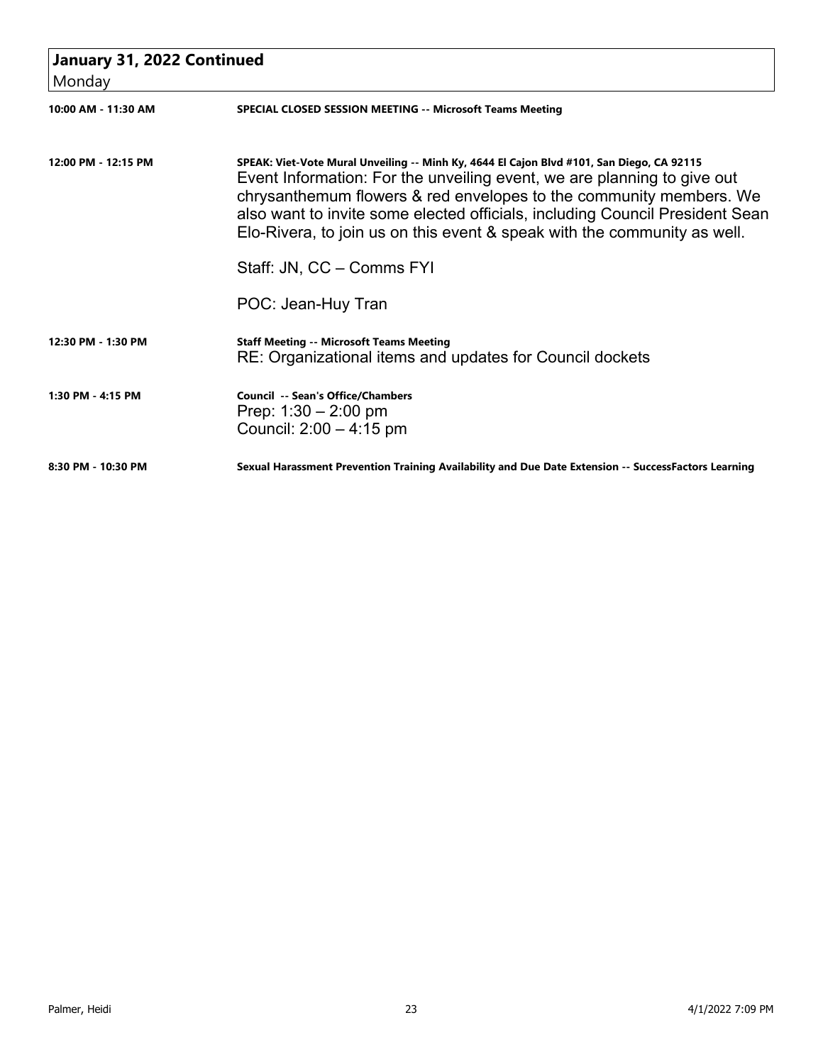## January 31, 2022 Continued
Monday

| | |
|---|---|
| **10:00 AM - 11:30 AM** | **SPECIAL CLOSED SESSION MEETING -- Microsoft Teams Meeting** |
| **12:00 PM - 12:15 PM** | **SPEAK: Viet-Vote Mural Unveiling -- Minh Ky, 4644 El Cajon Blvd #101, San Diego, CA 92115**<br>Event Information: For the unveiling event, we are planning to give out chrysanthemum flowers & red envelopes to the community members. We also want to invite some elected officials, including Council President Sean Elo-Rivera, to join us on this event & speak with the community as well.<br><br>Staff: JN, CC – Comms FYI<br><br>POC: Jean-Huy Tran |
| **12:30 PM - 1:30 PM** | **Staff Meeting -- Microsoft Teams Meeting**<br>RE: Organizational items and updates for Council dockets |
| **1:30 PM - 4:15 PM** | **Council -- Sean's Office/Chambers**<br>Prep: 1:30 – 2:00 pm<br>Council: 2:00 – 4:15 pm |
| **8:30 PM - 10:30 PM** | **Sexual Harassment Prevention Training Availability and Due Date Extension -- SuccessFactors Learning** |